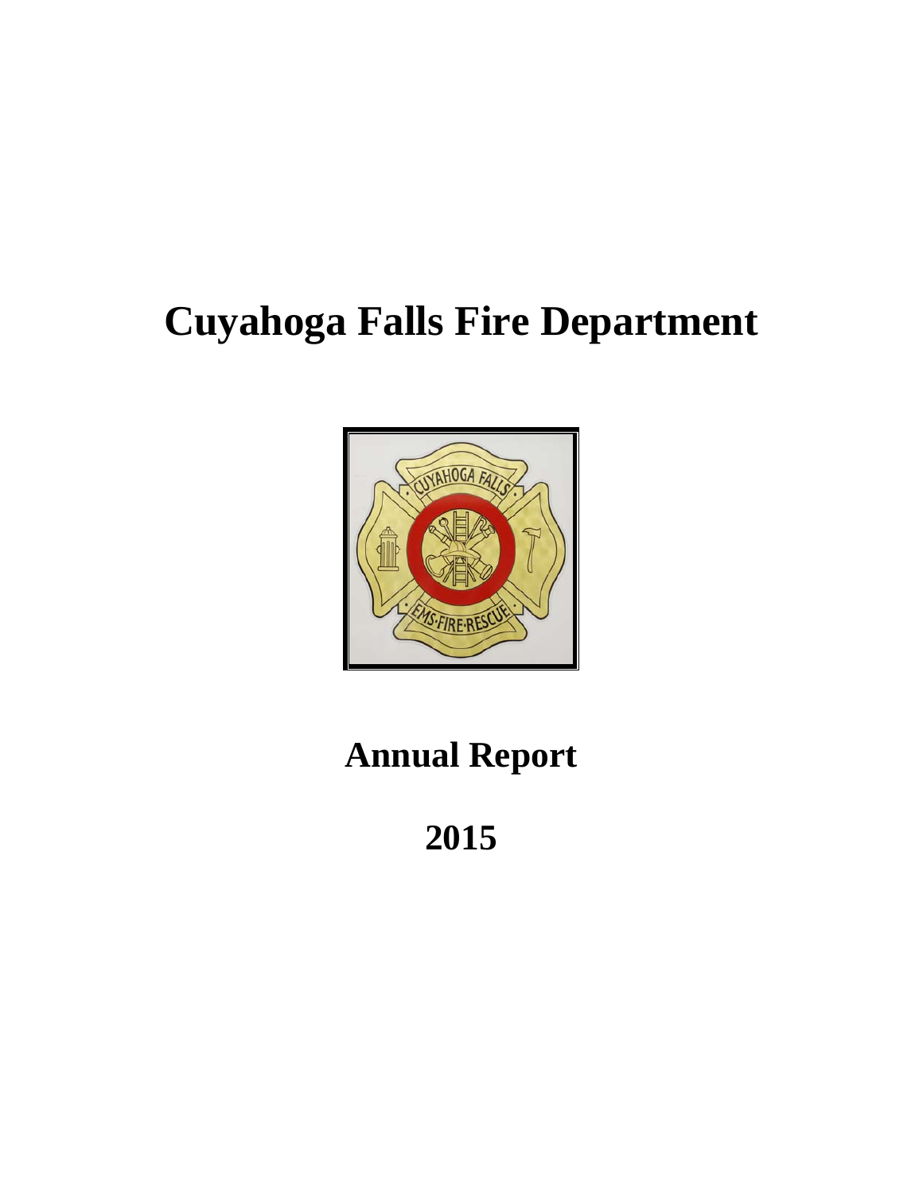# Cuyahoga Falls Fire Department

## Annual Report

## 2015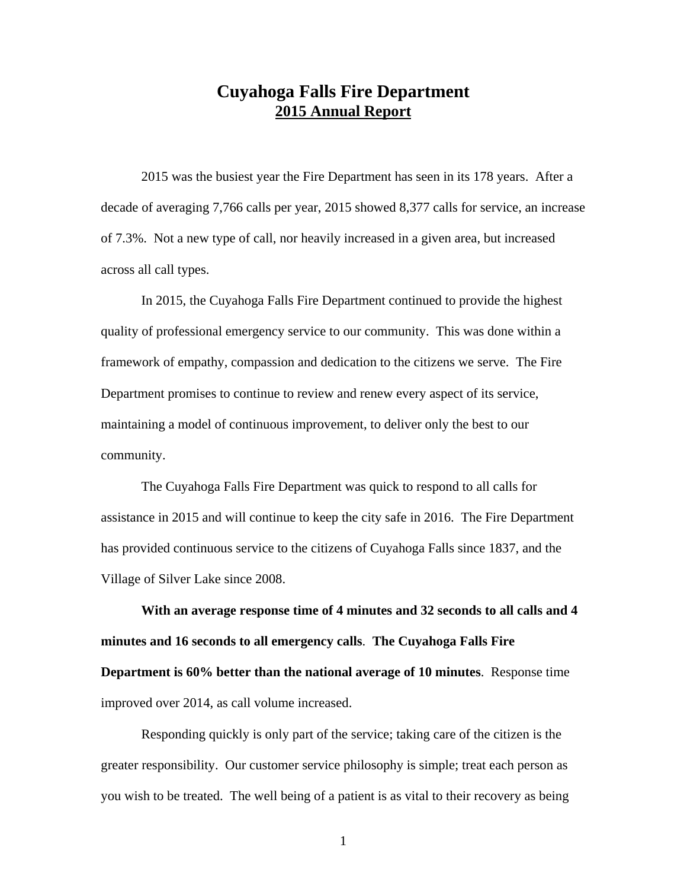# Cuyahoga Falls Fire Department

## 2015 Annual Report

2015 was the busiest year the Fire Department has seen in its 178 years. After a decade of averaging 7,766 calls per year, 2015 showed 8,377 calls for service, an increase of 7.3%. Not a new type of call, nor heavily increased in a given area, but increased across all call types.

In 2015, the Cuyahoga Falls Fire Department continued to provide the highest quality of professional emergency service to our community. This was done within a framework of empathy, compassion and dedication to the citizens we serve. The Fire Department promises to continue to review and renew every aspect of its service, maintaining a model of continuous improvement, to deliver only the best to our community.

The Cuyahoga Falls Fire Department was quick to respond to all calls for assistance in 2015 and will continue to keep the city safe in 2016. The Fire Department has provided continuous service to the citizens of Cuyahoga Falls since 1837, and the Village of Silver Lake since 2008.

**With an average response time of 4 minutes and 32 seconds to all calls and 4 minutes and 16 seconds to all emergency calls**. **The Cuyahoga Falls Fire Department is 60% better than the national average of 10 minutes**. Response time improved over 2014, as call volume increased.

Responding quickly is only part of the service; taking care of the citizen is the greater responsibility. Our customer service philosophy is simple; treat each person as you wish to be treated. The well being of a patient is as vital to their recovery as being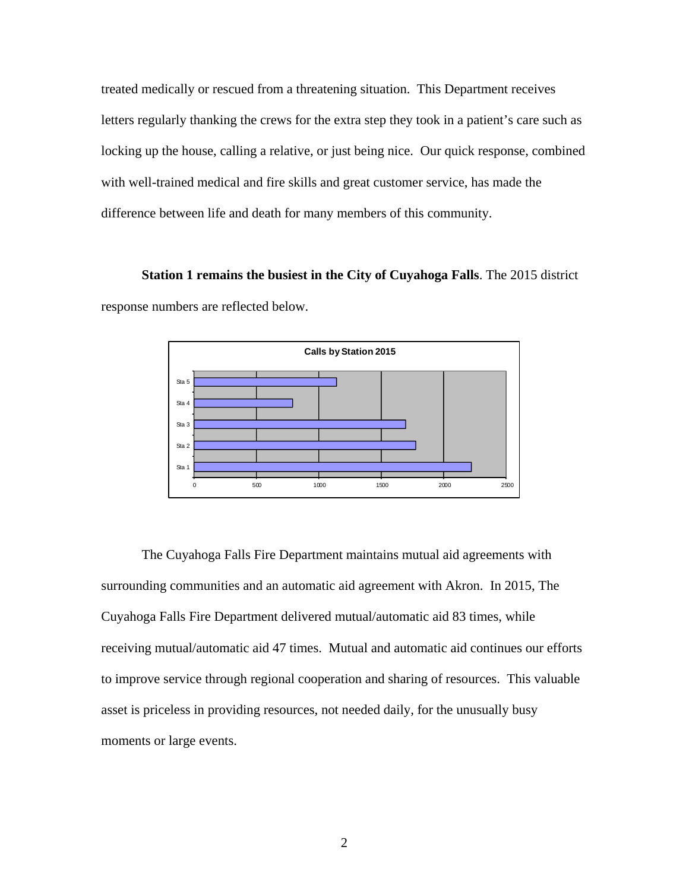treated medically or rescued from a threatening situation. This Department receives letters regularly thanking the crews for the extra step they took in a patient's care such as locking up the house, calling a relative, or just being nice. Our quick response, combined with well-trained medical and fire skills and great customer service, has made the difference between life and death for many members of this community.

**Station 1 remains the busiest in the City of Cuyahoga Falls**. The 2015 district response numbers are reflected below.

The Cuyahoga Falls Fire Department maintains mutual aid agreements with surrounding communities and an automatic aid agreement with Akron. In 2015, The Cuyahoga Falls Fire Department delivered mutual/automatic aid 83 times, while receiving mutual/automatic aid 47 times. Mutual and automatic aid continues our efforts to improve service through regional cooperation and sharing of resources. This valuable asset is priceless in providing resources, not needed daily, for the unusually busy moments or large events.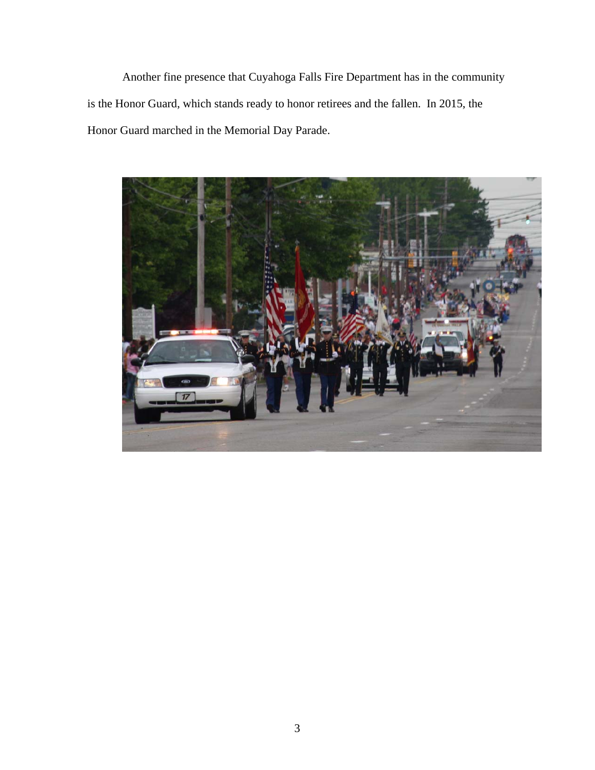Another fine presence that Cuyahoga Falls Fire Department has in the community is the Honor Guard, which stands ready to honor retirees and the fallen. In 2015, the Honor Guard marched in the Memorial Day Parade.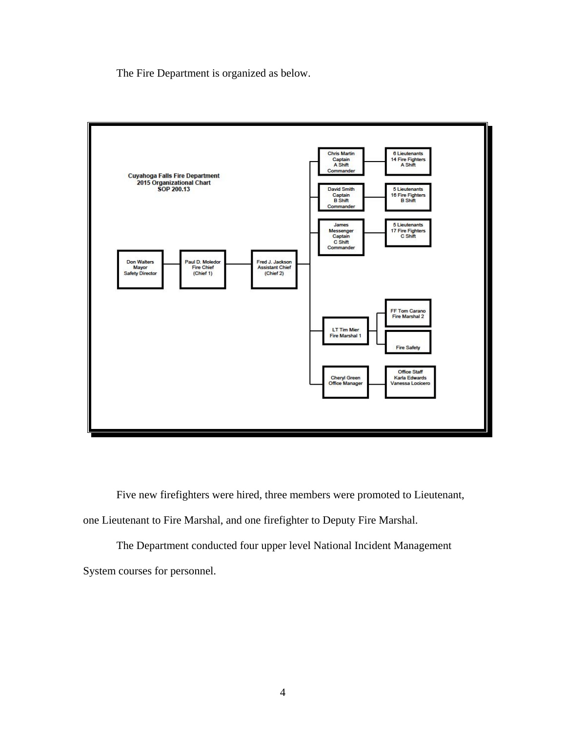The Fire Department is organized as below.

**Cuyahoga Falls Fire Department**
**2015 Organizational Chart**
**SOP 200.13**

- Don Walters, Mayor, Safety Director
  - Paul D. Moledor, Fire Chief (Chief 1)
    - Fred J. Jackson, Assistant Chief (Chief 2)
      - Chris Martin, Captain, A Shift Commander
        - 6 Lieutenants, 14 Fire Fighters, A Shift
      - David Smith, Captain, B Shift Commander
        - 5 Lieutenants, 16 Fire Fighters, B Shift
      - James Messenger, Captain, C Shift Commander
        - 5 Lieutenants, 17 Fire Fighters, C Shift
      - LT Tim Mier, Fire Marshal 1
        - FF Tom Carano, Fire Marshal 2
        - Fire Safety
      - Cheryl Green, Office Manager
        - Office Staff: Karla Edwards, Vanessa Locicero

Five new firefighters were hired, three members were promoted to Lieutenant, one Lieutenant to Fire Marshal, and one firefighter to Deputy Fire Marshal.

The Department conducted four upper level National Incident Management System courses for personnel.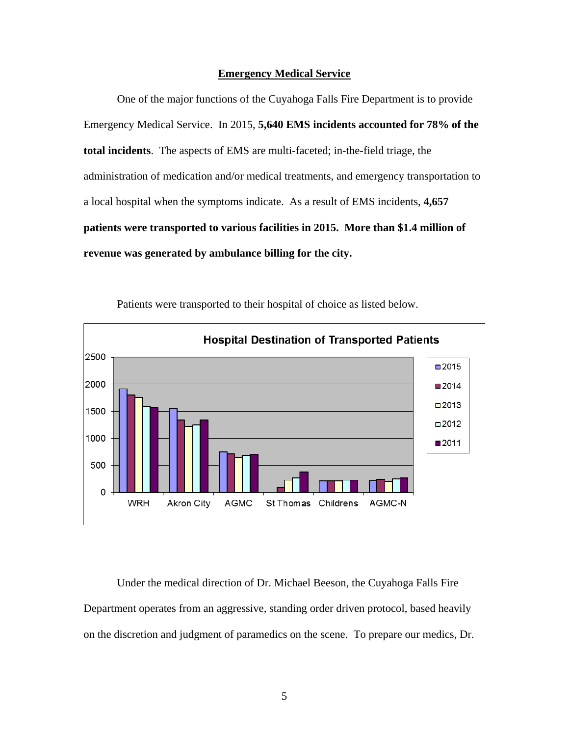## Emergency Medical Service

One of the major functions of the Cuyahoga Falls Fire Department is to provide Emergency Medical Service. In 2015, **5,640 EMS incidents accounted for 78% of the total incidents**. The aspects of EMS are multi-faceted; in-the-field triage, the administration of medication and/or medical treatments, and emergency transportation to a local hospital when the symptoms indicate. As a result of EMS incidents, **4,657 patients were transported to various facilities in 2015. More than $1.4 million of revenue was generated by ambulance billing for the city.**

Patients were transported to their hospital of choice as listed below.

**Hospital Destination of Transported Patients**

Under the medical direction of Dr. Michael Beeson, the Cuyahoga Falls Fire Department operates from an aggressive, standing order driven protocol, based heavily on the discretion and judgment of paramedics on the scene. To prepare our medics, Dr.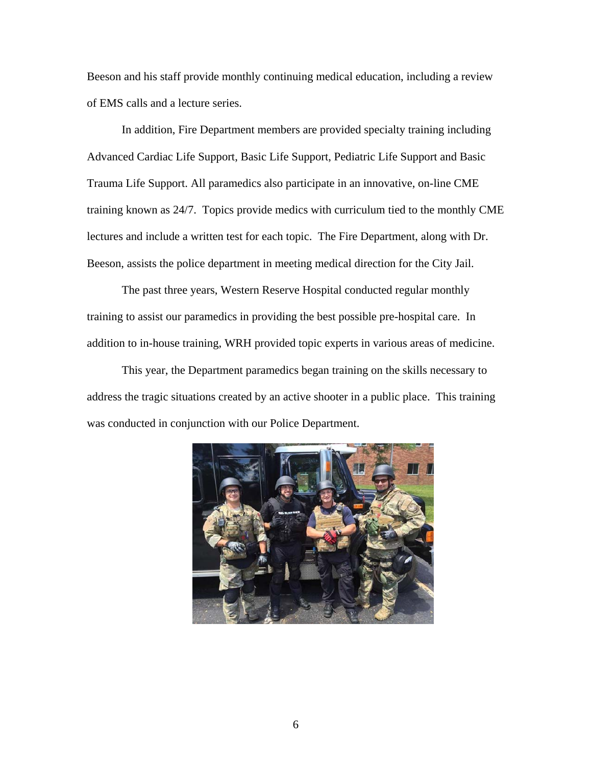Beeson and his staff provide monthly continuing medical education, including a review of EMS calls and a lecture series.

In addition, Fire Department members are provided specialty training including Advanced Cardiac Life Support, Basic Life Support, Pediatric Life Support and Basic Trauma Life Support. All paramedics also participate in an innovative, on-line CME training known as 24/7. Topics provide medics with curriculum tied to the monthly CME lectures and include a written test for each topic. The Fire Department, along with Dr. Beeson, assists the police department in meeting medical direction for the City Jail.

The past three years, Western Reserve Hospital conducted regular monthly training to assist our paramedics in providing the best possible pre-hospital care. In addition to in-house training, WRH provided topic experts in various areas of medicine.

This year, the Department paramedics began training on the skills necessary to address the tragic situations created by an active shooter in a public place. This training was conducted in conjunction with our Police Department.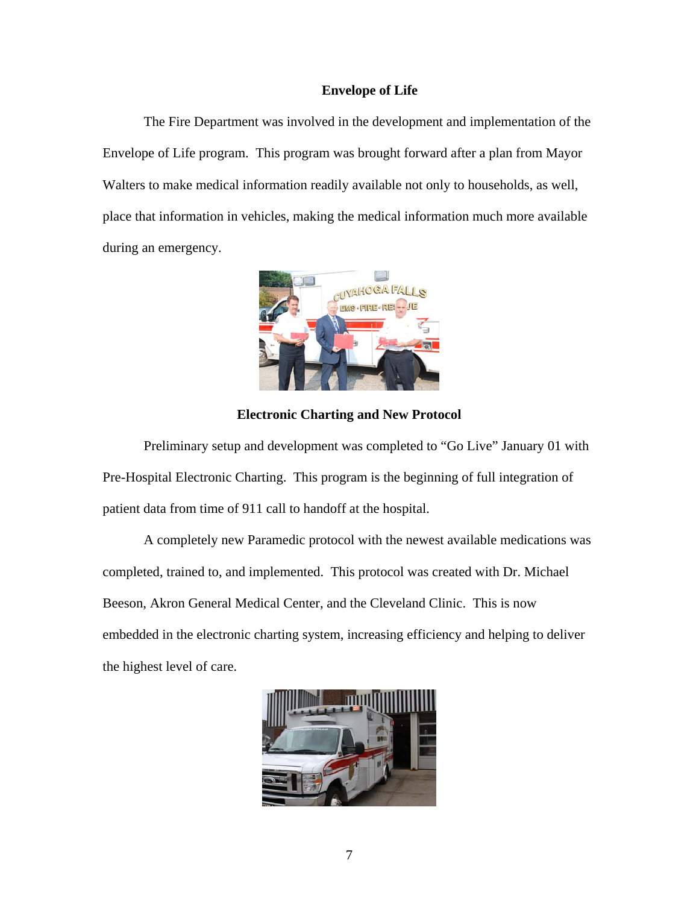## Envelope of Life

The Fire Department was involved in the development and implementation of the Envelope of Life program. This program was brought forward after a plan from Mayor Walters to make medical information readily available not only to households, as well, place that information in vehicles, making the medical information much more available during an emergency.

## Electronic Charting and New Protocol

Preliminary setup and development was completed to "Go Live" January 01 with Pre-Hospital Electronic Charting. This program is the beginning of full integration of patient data from time of 911 call to handoff at the hospital.

A completely new Paramedic protocol with the newest available medications was completed, trained to, and implemented. This protocol was created with Dr. Michael Beeson, Akron General Medical Center, and the Cleveland Clinic. This is now embedded in the electronic charting system, increasing efficiency and helping to deliver the highest level of care.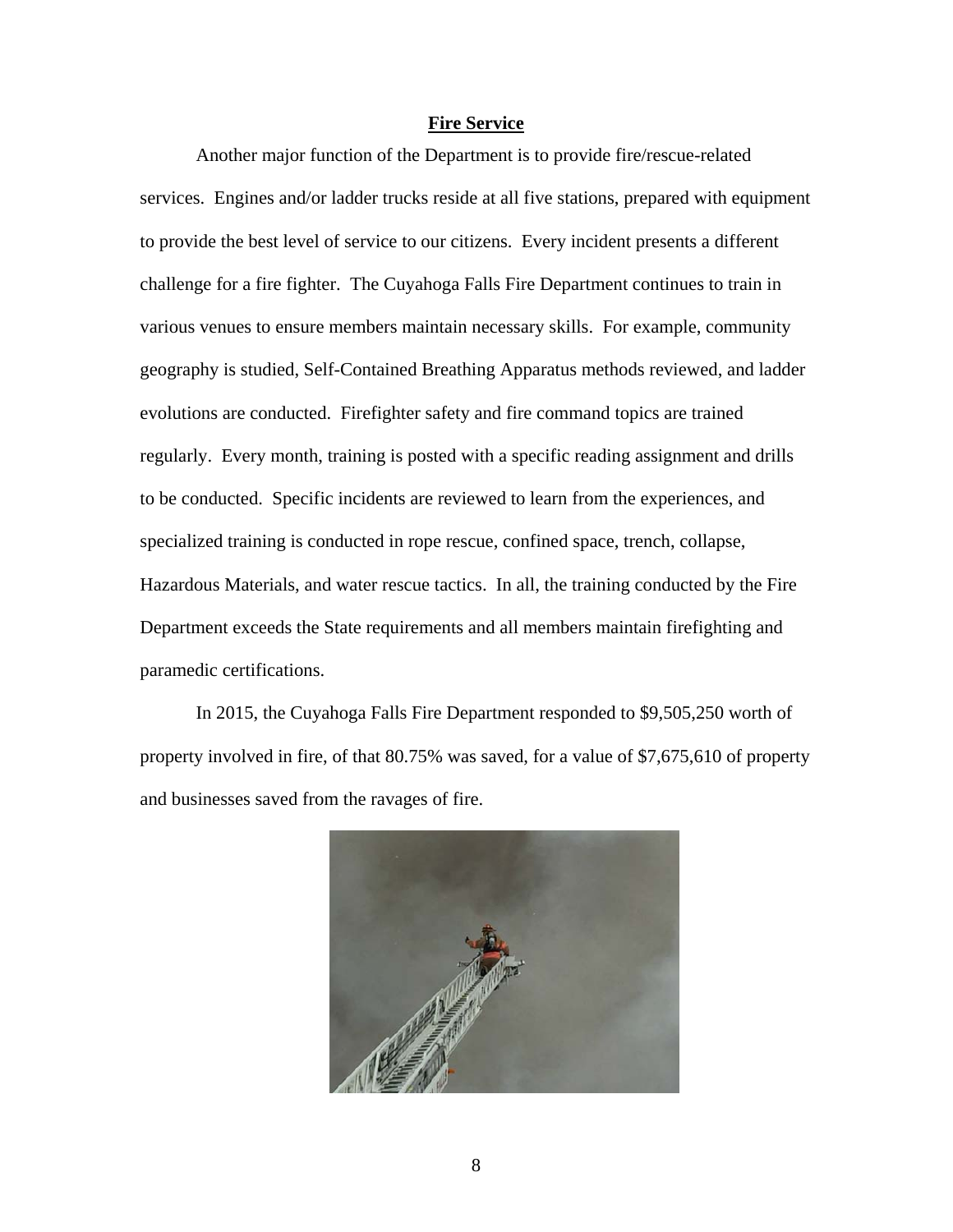## Fire Service

Another major function of the Department is to provide fire/rescue-related services. Engines and/or ladder trucks reside at all five stations, prepared with equipment to provide the best level of service to our citizens. Every incident presents a different challenge for a fire fighter. The Cuyahoga Falls Fire Department continues to train in various venues to ensure members maintain necessary skills. For example, community geography is studied, Self-Contained Breathing Apparatus methods reviewed, and ladder evolutions are conducted. Firefighter safety and fire command topics are trained regularly. Every month, training is posted with a specific reading assignment and drills to be conducted. Specific incidents are reviewed to learn from the experiences, and specialized training is conducted in rope rescue, confined space, trench, collapse, Hazardous Materials, and water rescue tactics. In all, the training conducted by the Fire Department exceeds the State requirements and all members maintain firefighting and paramedic certifications.

In 2015, the Cuyahoga Falls Fire Department responded to $9,505,250 worth of property involved in fire, of that 80.75% was saved, for a value of $7,675,610 of property and businesses saved from the ravages of fire.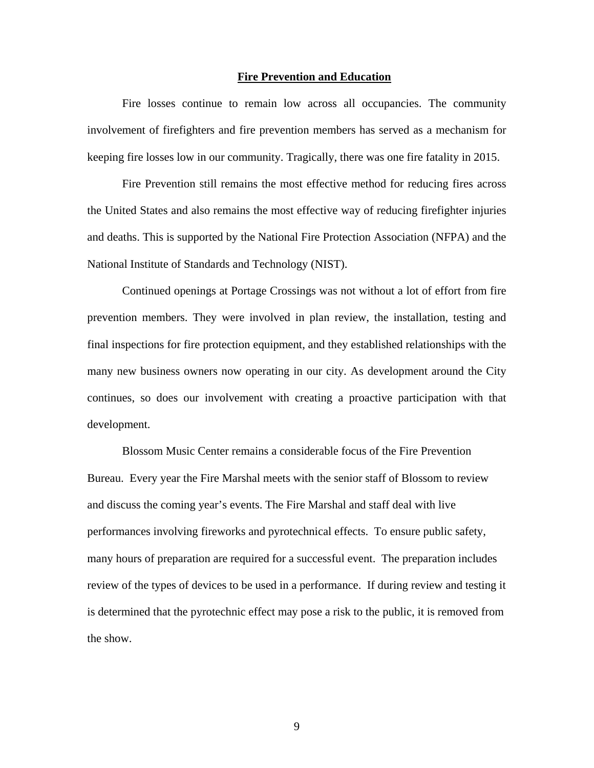## Fire Prevention and Education

Fire losses continue to remain low across all occupancies. The community involvement of firefighters and fire prevention members has served as a mechanism for keeping fire losses low in our community. Tragically, there was one fire fatality in 2015.

Fire Prevention still remains the most effective method for reducing fires across the United States and also remains the most effective way of reducing firefighter injuries and deaths. This is supported by the National Fire Protection Association (NFPA) and the National Institute of Standards and Technology (NIST).

Continued openings at Portage Crossings was not without a lot of effort from fire prevention members. They were involved in plan review, the installation, testing and final inspections for fire protection equipment, and they established relationships with the many new business owners now operating in our city. As development around the City continues, so does our involvement with creating a proactive participation with that development.

Blossom Music Center remains a considerable focus of the Fire Prevention Bureau. Every year the Fire Marshal meets with the senior staff of Blossom to review and discuss the coming year's events. The Fire Marshal and staff deal with live performances involving fireworks and pyrotechnical effects. To ensure public safety, many hours of preparation are required for a successful event. The preparation includes review of the types of devices to be used in a performance. If during review and testing it is determined that the pyrotechnic effect may pose a risk to the public, it is removed from the show.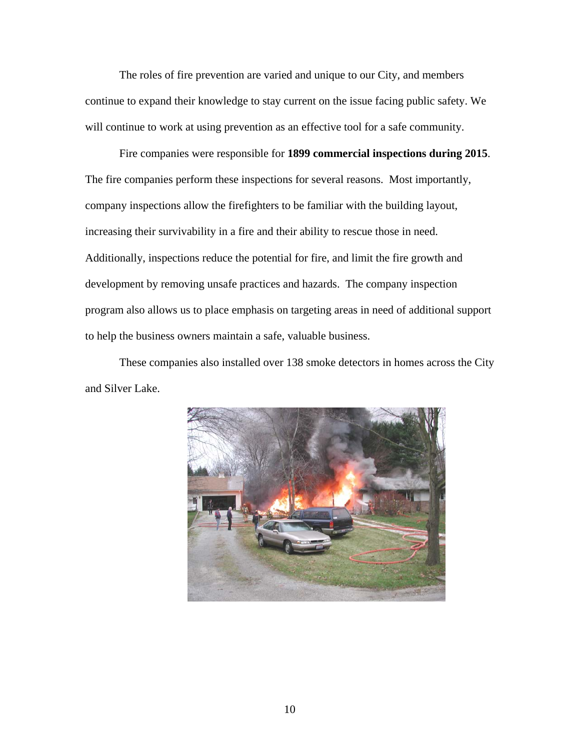The roles of fire prevention are varied and unique to our City, and members continue to expand their knowledge to stay current on the issue facing public safety. We will continue to work at using prevention as an effective tool for a safe community.

Fire companies were responsible for **1899 commercial inspections during 2015**. The fire companies perform these inspections for several reasons. Most importantly, company inspections allow the firefighters to be familiar with the building layout, increasing their survivability in a fire and their ability to rescue those in need. Additionally, inspections reduce the potential for fire, and limit the fire growth and development by removing unsafe practices and hazards. The company inspection program also allows us to place emphasis on targeting areas in need of additional support to help the business owners maintain a safe, valuable business.

These companies also installed over 138 smoke detectors in homes across the City and Silver Lake.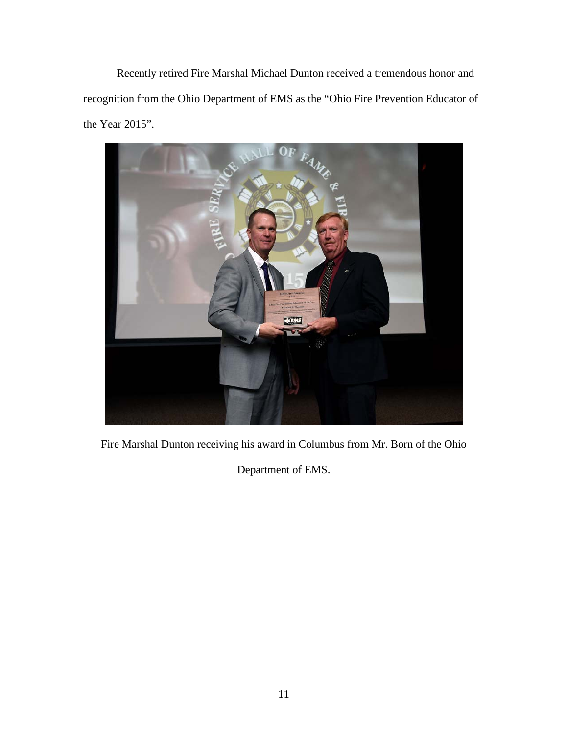Recently retired Fire Marshal Michael Dunton received a tremendous honor and recognition from the Ohio Department of EMS as the "Ohio Fire Prevention Educator of the Year 2015".

Fire Marshal Dunton receiving his award in Columbus from Mr. Born of the Ohio Department of EMS.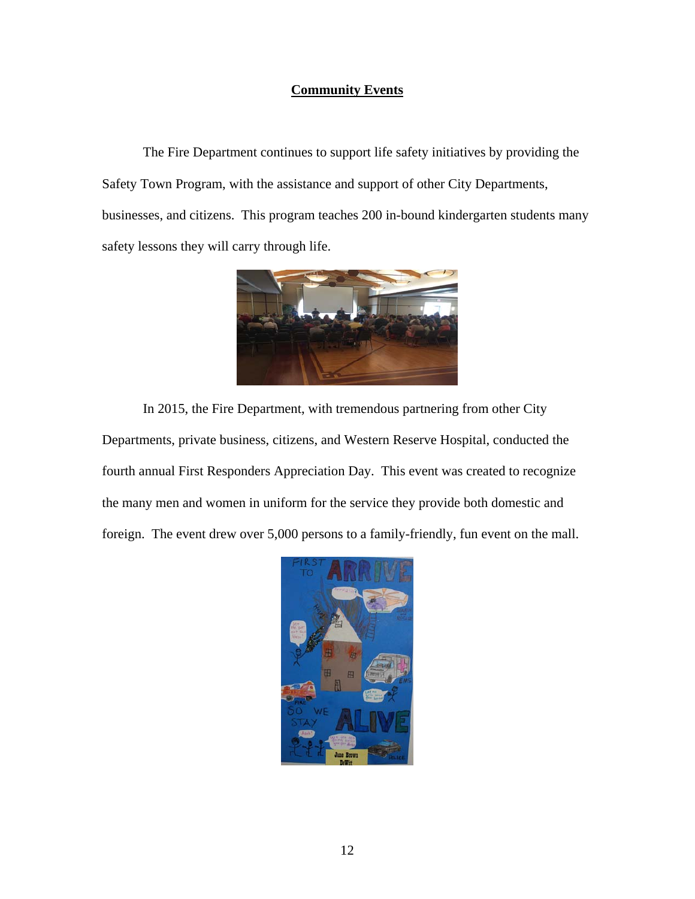## Community Events

The Fire Department continues to support life safety initiatives by providing the Safety Town Program, with the assistance and support of other City Departments, businesses, and citizens. This program teaches 200 in-bound kindergarten students many safety lessons they will carry through life.

In 2015, the Fire Department, with tremendous partnering from other City Departments, private business, citizens, and Western Reserve Hospital, conducted the fourth annual First Responders Appreciation Day. This event was created to recognize the many men and women in uniform for the service they provide both domestic and foreign. The event drew over 5,000 persons to a family-friendly, fun event on the mall.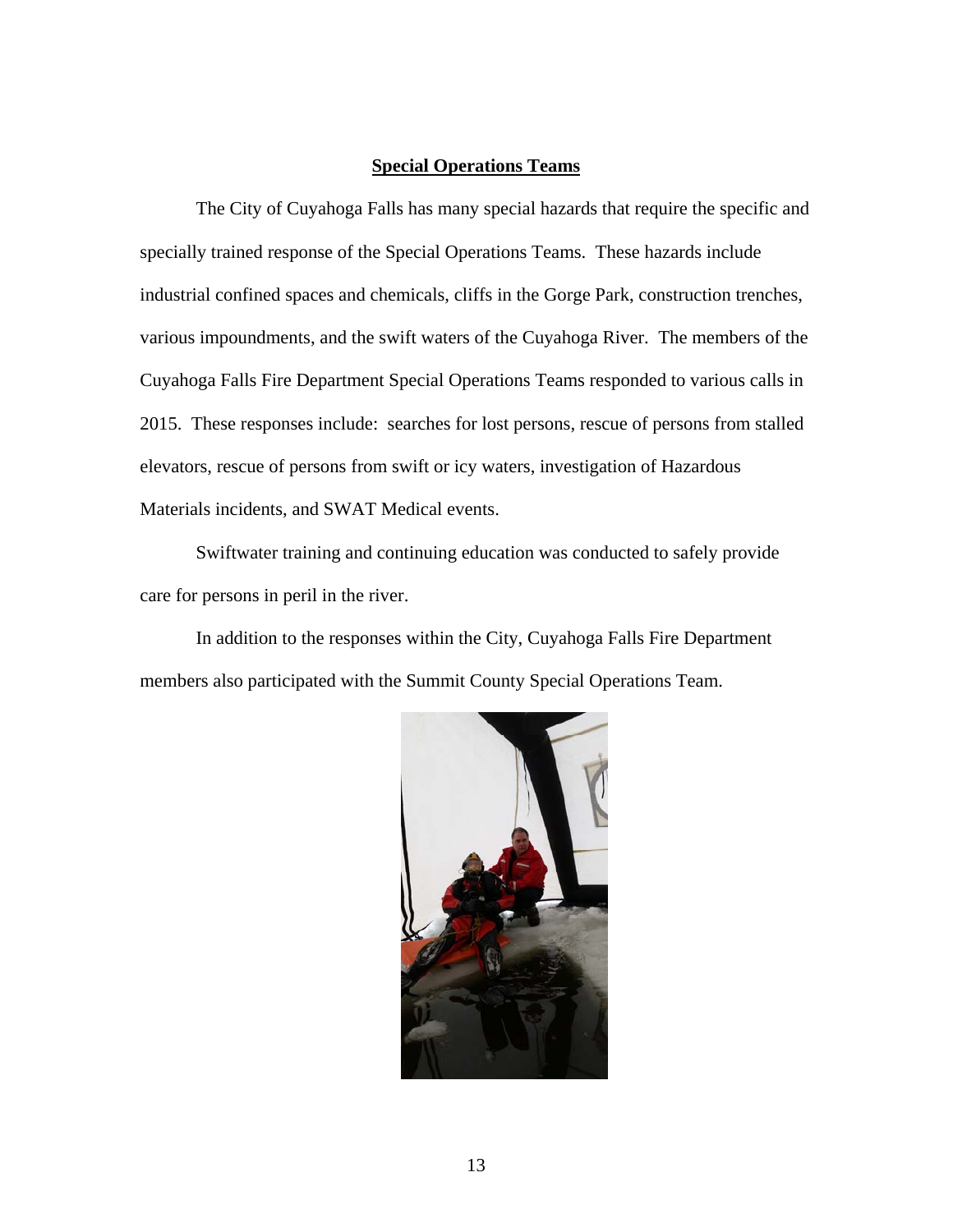## Special Operations Teams

The City of Cuyahoga Falls has many special hazards that require the specific and specially trained response of the Special Operations Teams. These hazards include industrial confined spaces and chemicals, cliffs in the Gorge Park, construction trenches, various impoundments, and the swift waters of the Cuyahoga River. The members of the Cuyahoga Falls Fire Department Special Operations Teams responded to various calls in 2015. These responses include: searches for lost persons, rescue of persons from stalled elevators, rescue of persons from swift or icy waters, investigation of Hazardous Materials incidents, and SWAT Medical events.

Swiftwater training and continuing education was conducted to safely provide care for persons in peril in the river.

In addition to the responses within the City, Cuyahoga Falls Fire Department members also participated with the Summit County Special Operations Team.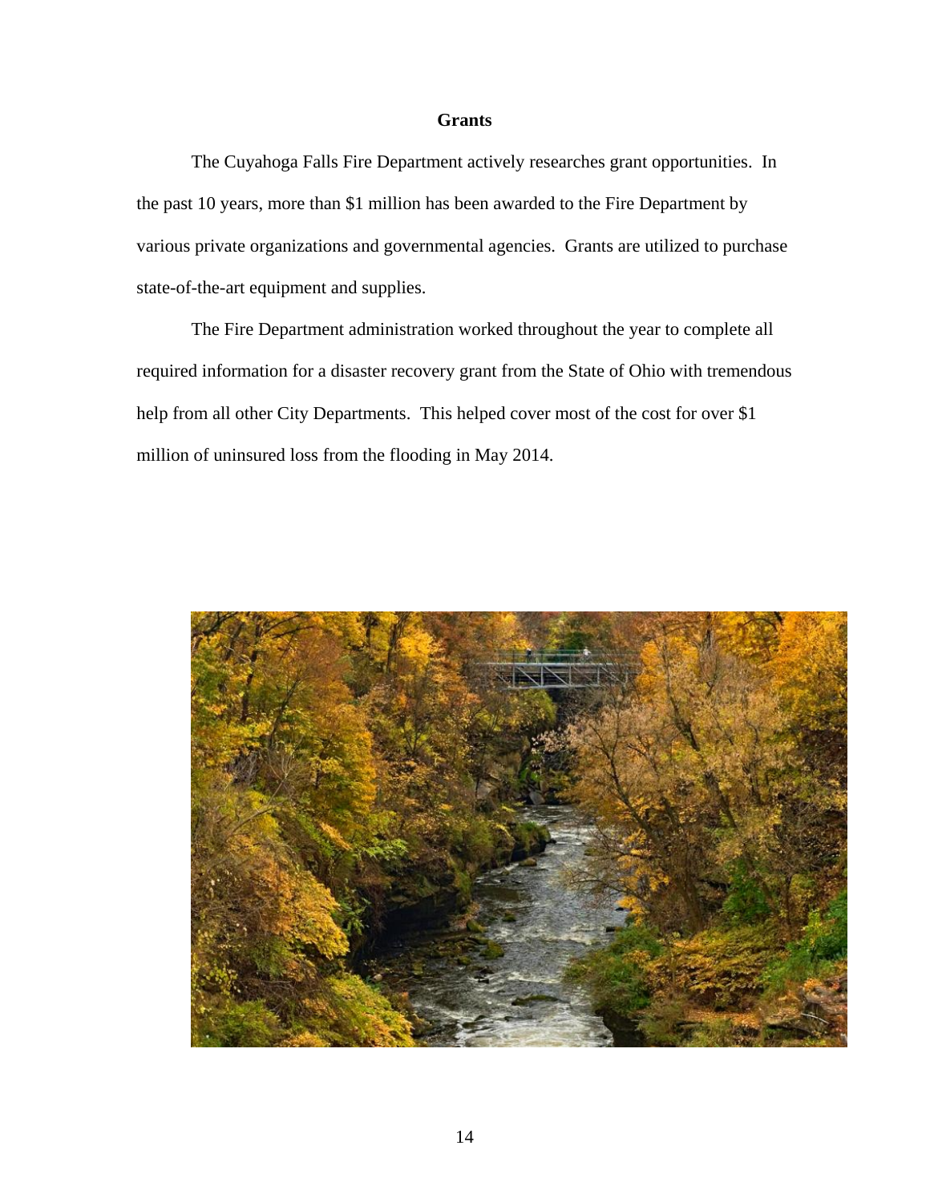## Grants

The Cuyahoga Falls Fire Department actively researches grant opportunities. In the past 10 years, more than $1 million has been awarded to the Fire Department by various private organizations and governmental agencies. Grants are utilized to purchase state-of-the-art equipment and supplies.

The Fire Department administration worked throughout the year to complete all required information for a disaster recovery grant from the State of Ohio with tremendous help from all other City Departments. This helped cover most of the cost for over $1 million of uninsured loss from the flooding in May 2014.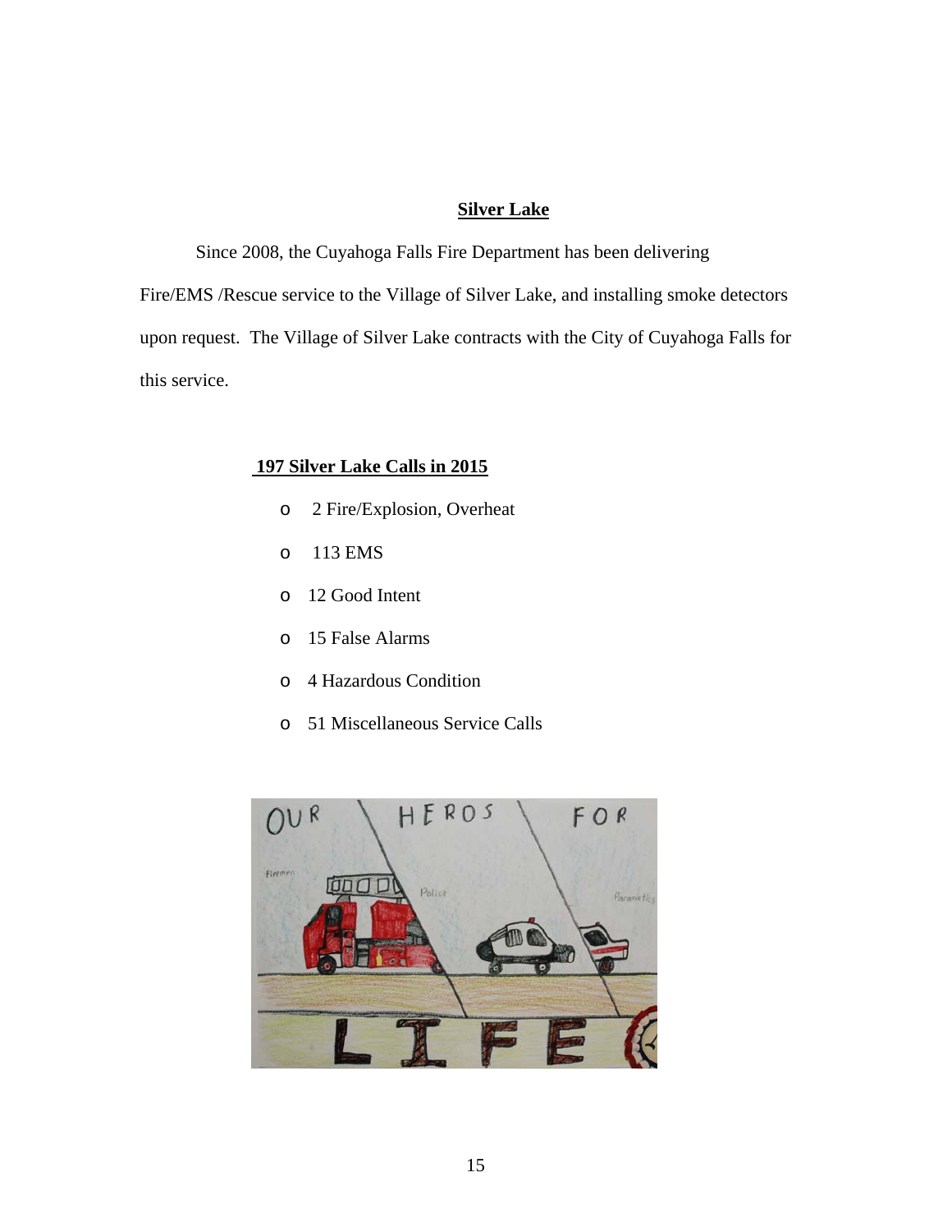## Silver Lake

Since 2008, the Cuyahoga Falls Fire Department has been delivering Fire/EMS /Rescue service to the Village of Silver Lake, and installing smoke detectors upon request. The Village of Silver Lake contracts with the City of Cuyahoga Falls for this service.

### 197 Silver Lake Calls in 2015

- 2 Fire/Explosion, Overheat
- 113 EMS
- 12 Good Intent
- 15 False Alarms
- 4 Hazardous Condition
- 51 Miscellaneous Service Calls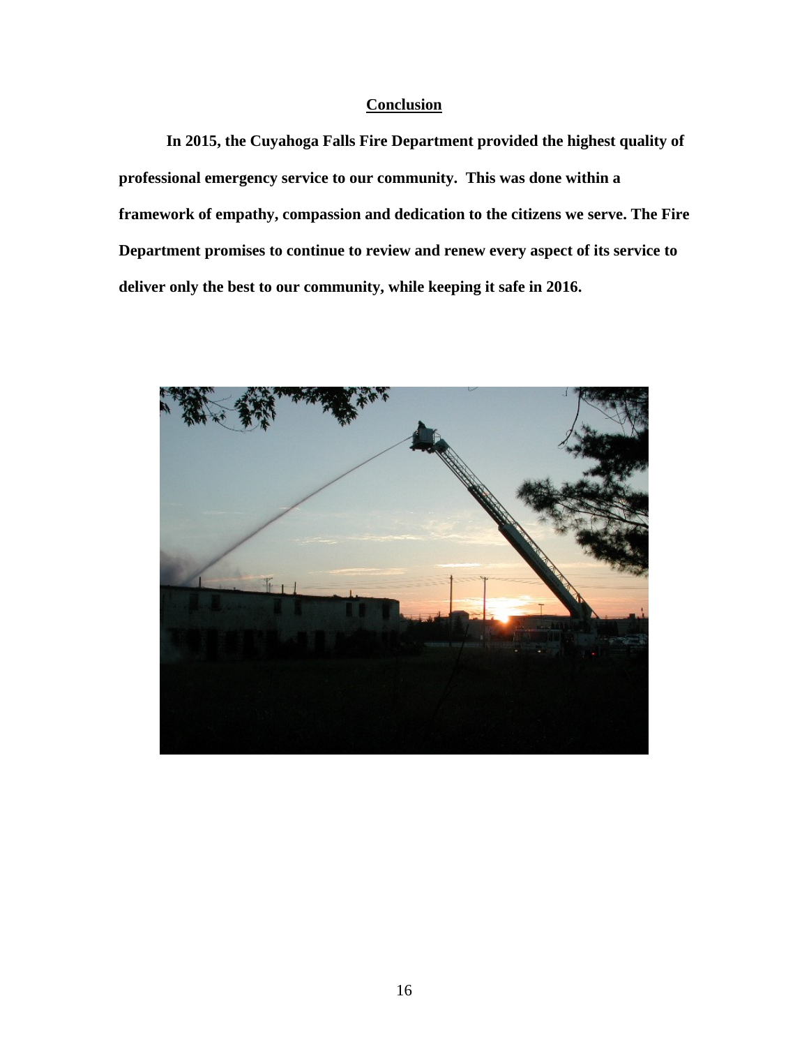## Conclusion

**In 2015, the Cuyahoga Falls Fire Department provided the highest quality of professional emergency service to our community. This was done within a framework of empathy, compassion and dedication to the citizens we serve. The Fire Department promises to continue to review and renew every aspect of its service to deliver only the best to our community, while keeping it safe in 2016.**